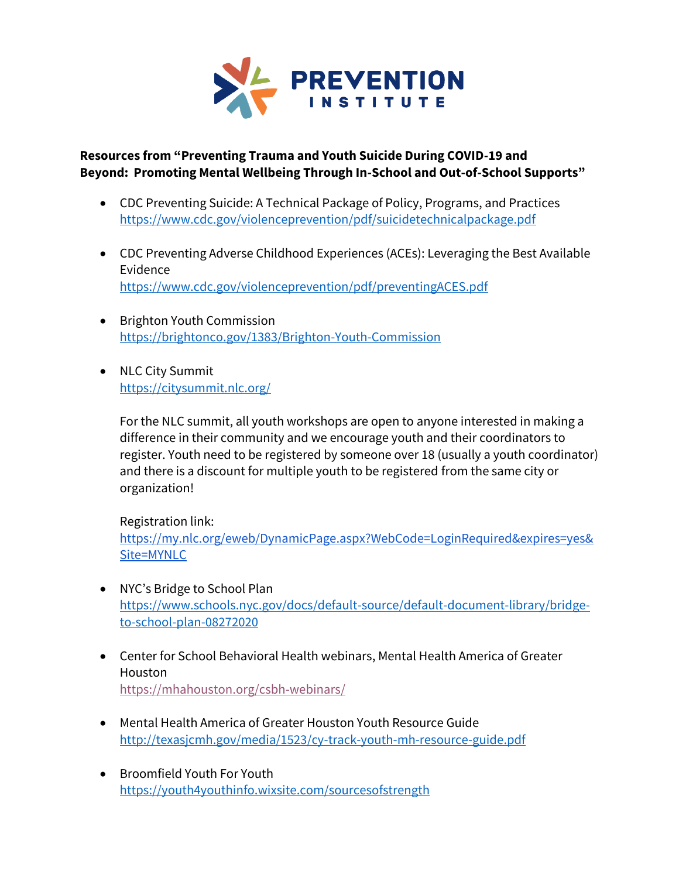PREVENTION INSTITUTE

**Resources from "Preventing Trauma and Youth Suicide During COVID-19 and Beyond: Promoting Mental Wellbeing Through In-School and Out-of-School Supports"**

- CDC Preventing Suicide: A Technical Package of Policy, Programs, and Practices
  https://www.cdc.gov/violenceprevention/pdf/suicidetechnicalpackage.pdf

- CDC Preventing Adverse Childhood Experiences (ACEs): Leveraging the Best Available Evidence
  https://www.cdc.gov/violenceprevention/pdf/preventingACES.pdf

- Brighton Youth Commission
  https://brightonco.gov/1383/Brighton-Youth-Commission

- NLC City Summit
  https://citysummit.nlc.org/

  For the NLC summit, all youth workshops are open to anyone interested in making a difference in their community and we encourage youth and their coordinators to register. Youth need to be registered by someone over 18 (usually a youth coordinator) and there is a discount for multiple youth to be registered from the same city or organization!

  Registration link:
  https://my.nlc.org/eweb/DynamicPage.aspx?WebCode=LoginRequired&expires=yes&Site=MYNLC

- NYC's Bridge to School Plan
  https://www.schools.nyc.gov/docs/default-source/default-document-library/bridge-to-school-plan-08272020

- Center for School Behavioral Health webinars, Mental Health America of Greater Houston
  https://mhahouston.org/csbh-webinars/

- Mental Health America of Greater Houston Youth Resource Guide
  http://texasjcmh.gov/media/1523/cy-track-youth-mh-resource-guide.pdf

- Broomfield Youth For Youth
  https://youth4youthinfo.wixsite.com/sourcesofstrength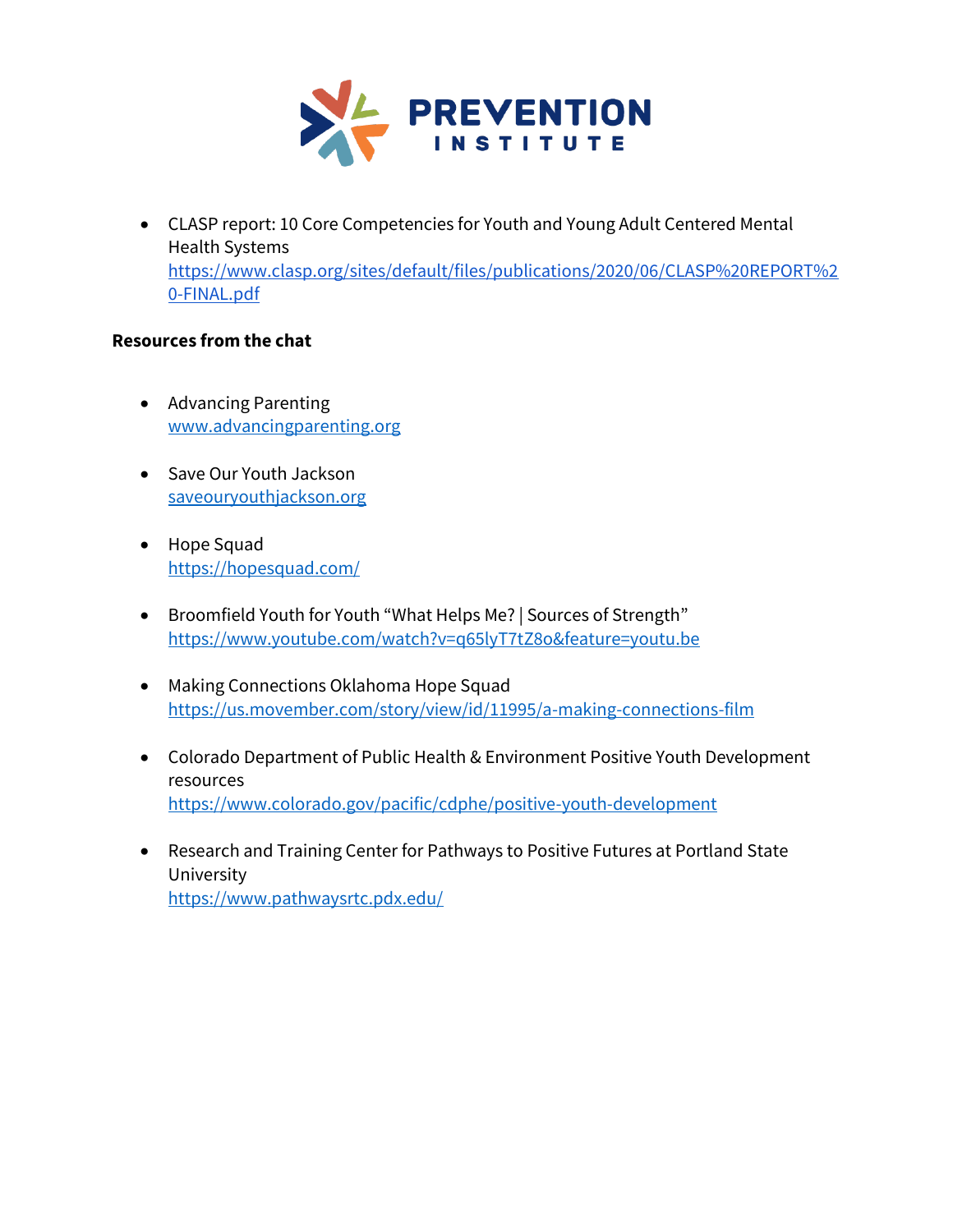- CLASP report: 10 Core Competencies for Youth and Young Adult Centered Mental Health Systems
  https://www.clasp.org/sites/default/files/publications/2020/06/CLASP%20REPORT%20-FINAL.pdf

**Resources from the chat**

- Advancing Parenting
  www.advancingparenting.org

- Save Our Youth Jackson
  saveouryouthjackson.org

- Hope Squad
  https://hopesquad.com/

- Broomfield Youth for Youth "What Helps Me? | Sources of Strength"
  https://www.youtube.com/watch?v=q65lyT7tZ8o&feature=youtu.be

- Making Connections Oklahoma Hope Squad
  https://us.movember.com/story/view/id/11995/a-making-connections-film

- Colorado Department of Public Health & Environment Positive Youth Development resources
  https://www.colorado.gov/pacific/cdphe/positive-youth-development

- Research and Training Center for Pathways to Positive Futures at Portland State University
  https://www.pathwaysrtc.pdx.edu/